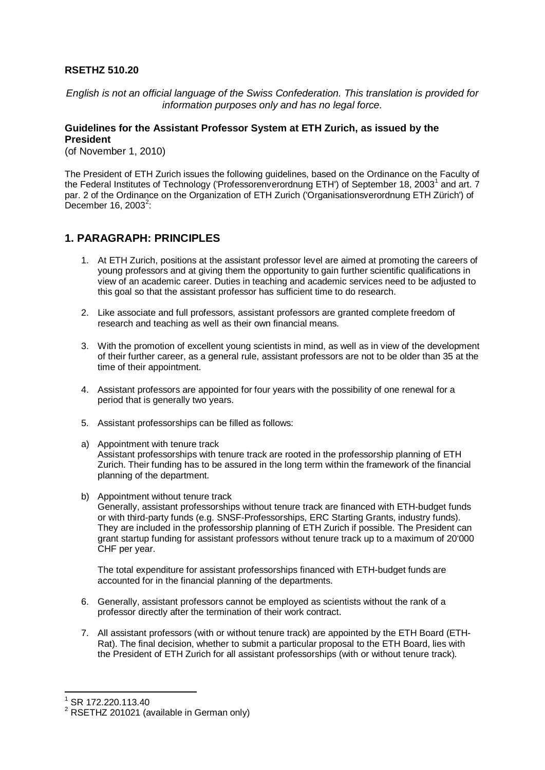**RSETHZ 510.20**

*English is not an official language of the Swiss Confederation. This translation is provided for information purposes only and has no legal force.*

**Guidelines for the Assistant Professor System at ETH Zurich, as issued by the President**
(of November 1, 2010)

The President of ETH Zurich issues the following guidelines, based on the Ordinance on the Faculty of the Federal Institutes of Technology ('Professorenverordnung ETH') of September 18, 2003[1] and art. 7 par. 2 of the Ordinance on the Organization of ETH Zurich ('Organisationsverordnung ETH Zürich') of December 16, 2003[2]:

## 1. PARAGRAPH: PRINCIPLES

1. At ETH Zurich, positions at the assistant professor level are aimed at promoting the careers of young professors and at giving them the opportunity to gain further scientific qualifications in view of an academic career. Duties in teaching and academic services need to be adjusted to this goal so that the assistant professor has sufficient time to do research.
2. Like associate and full professors, assistant professors are granted complete freedom of research and teaching as well as their own financial means.
3. With the promotion of excellent young scientists in mind, as well as in view of the development of their further career, as a general rule, assistant professors are not to be older than 35 at the time of their appointment.
4. Assistant professors are appointed for four years with the possibility of one renewal for a period that is generally two years.
5. Assistant professorships can be filled as follows:

a) Appointment with tenure track
Assistant professorships with tenure track are rooted in the professorship planning of ETH Zurich. Their funding has to be assured in the long term within the framework of the financial planning of the department.

b) Appointment without tenure track
Generally, assistant professorships without tenure track are financed with ETH-budget funds or with third-party funds (e.g. SNSF-Professorships, ERC Starting Grants, industry funds). They are included in the professorship planning of ETH Zurich if possible. The President can grant startup funding for assistant professors without tenure track up to a maximum of 20'000 CHF per year.

The total expenditure for assistant professorships financed with ETH-budget funds are accounted for in the financial planning of the departments.

6. Generally, assistant professors cannot be employed as scientists without the rank of a professor directly after the termination of their work contract.
7. All assistant professors (with or without tenure track) are appointed by the ETH Board (ETH-Rat). The final decision, whether to submit a particular proposal to the ETH Board, lies with the President of ETH Zurich for all assistant professorships (with or without tenure track).

---

[1] SR 172.220.113.40
[2] RSETHZ 201021 (available in German only)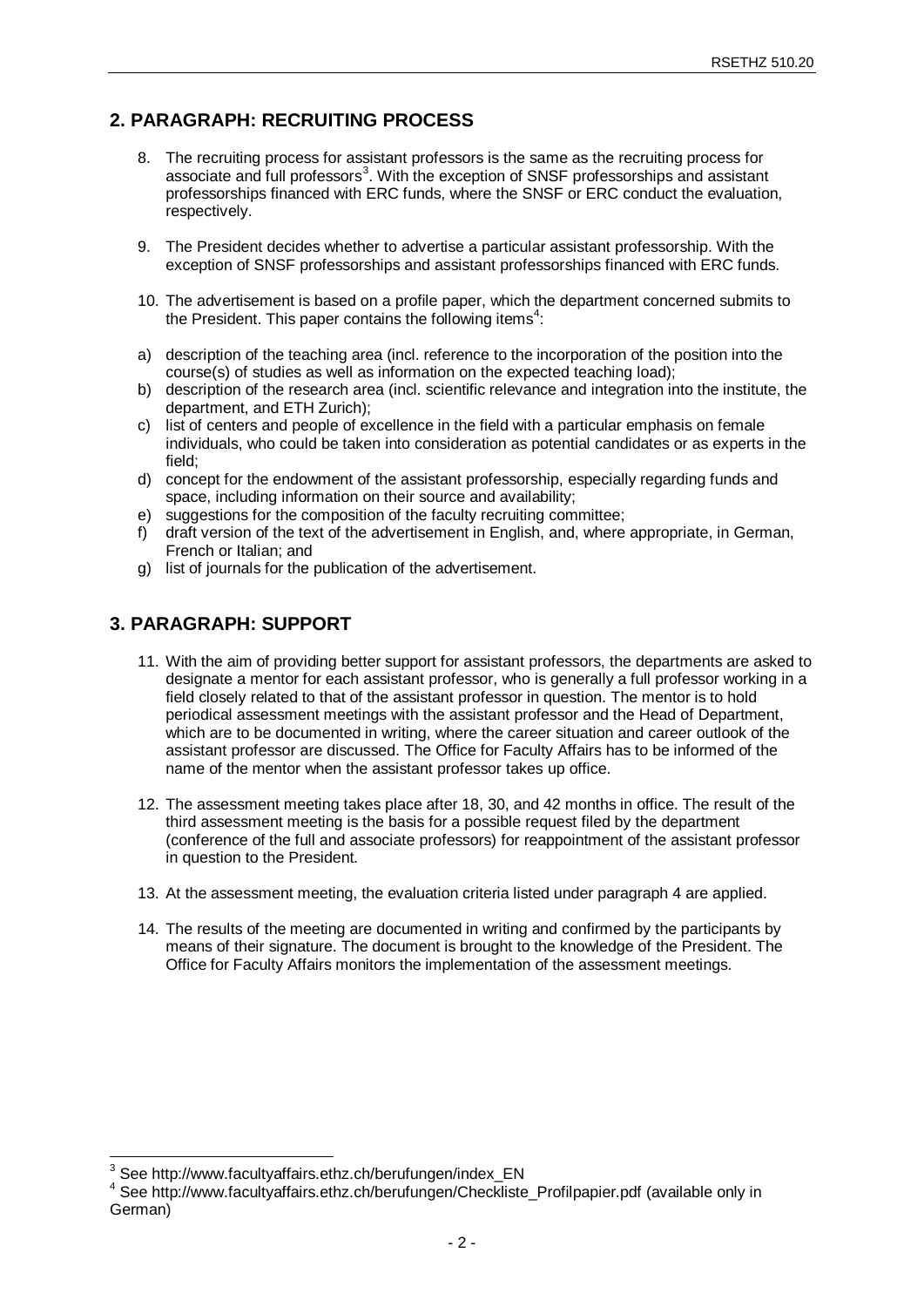## 2. PARAGRAPH: RECRUITING PROCESS

8. The recruiting process for assistant professors is the same as the recruiting process for associate and full professors[3]. With the exception of SNSF professorships and assistant professorships financed with ERC funds, where the SNSF or ERC conduct the evaluation, respectively.

9. The President decides whether to advertise a particular assistant professorship. With the exception of SNSF professorships and assistant professorships financed with ERC funds.

10. The advertisement is based on a profile paper, which the department concerned submits to the President. This paper contains the following items[4]:

a) description of the teaching area (incl. reference to the incorporation of the position into the course(s) of studies as well as information on the expected teaching load);
b) description of the research area (incl. scientific relevance and integration into the institute, the department, and ETH Zurich);
c) list of centers and people of excellence in the field with a particular emphasis on female individuals, who could be taken into consideration as potential candidates or as experts in the field;
d) concept for the endowment of the assistant professorship, especially regarding funds and space, including information on their source and availability;
e) suggestions for the composition of the faculty recruiting committee;
f) draft version of the text of the advertisement in English, and, where appropriate, in German, French or Italian; and
g) list of journals for the publication of the advertisement.

## 3. PARAGRAPH: SUPPORT

11. With the aim of providing better support for assistant professors, the departments are asked to designate a mentor for each assistant professor, who is generally a full professor working in a field closely related to that of the assistant professor in question. The mentor is to hold periodical assessment meetings with the assistant professor and the Head of Department, which are to be documented in writing, where the career situation and career outlook of the assistant professor are discussed. The Office for Faculty Affairs has to be informed of the name of the mentor when the assistant professor takes up office.

12. The assessment meeting takes place after 18, 30, and 42 months in office. The result of the third assessment meeting is the basis for a possible request filed by the department (conference of the full and associate professors) for reappointment of the assistant professor in question to the President.

13. At the assessment meeting, the evaluation criteria listed under paragraph 4 are applied.

14. The results of the meeting are documented in writing and confirmed by the participants by means of their signature. The document is brought to the knowledge of the President. The Office for Faculty Affairs monitors the implementation of the assessment meetings.

---

[3] See http://www.facultyaffairs.ethz.ch/berufungen/index_EN

[4] See http://www.facultyaffairs.ethz.ch/berufungen/Checkliste_Profilpapier.pdf (available only in German)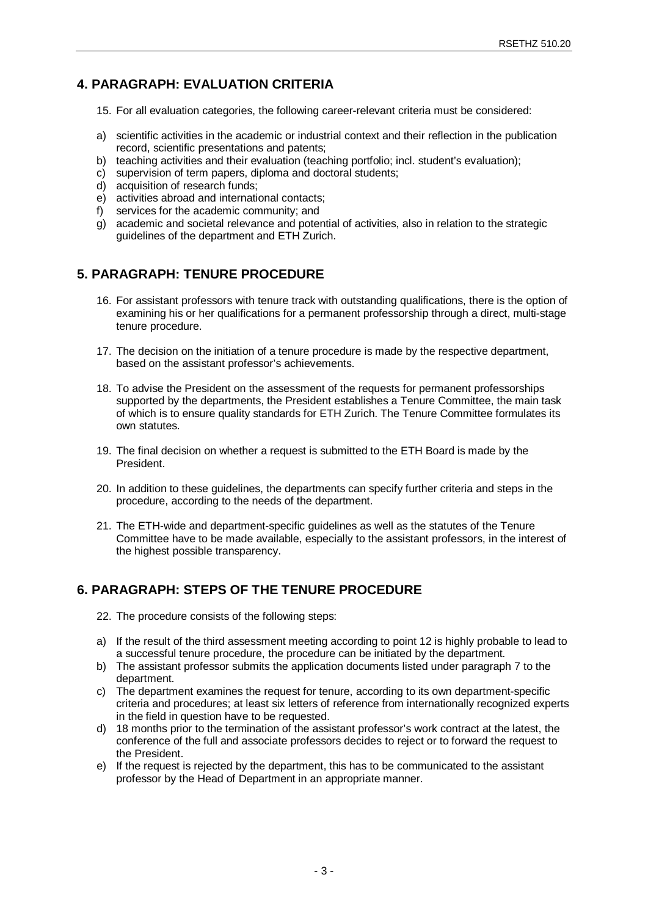## 4. PARAGRAPH: EVALUATION CRITERIA

15. For all evaluation categories, the following career-relevant criteria must be considered:

a) scientific activities in the academic or industrial context and their reflection in the publication record, scientific presentations and patents;
b) teaching activities and their evaluation (teaching portfolio; incl. student's evaluation);
c) supervision of term papers, diploma and doctoral students;
d) acquisition of research funds;
e) activities abroad and international contacts;
f) services for the academic community; and
g) academic and societal relevance and potential of activities, also in relation to the strategic guidelines of the department and ETH Zurich.

## 5. PARAGRAPH: TENURE PROCEDURE

16. For assistant professors with tenure track with outstanding qualifications, there is the option of examining his or her qualifications for a permanent professorship through a direct, multi-stage tenure procedure.

17. The decision on the initiation of a tenure procedure is made by the respective department, based on the assistant professor's achievements.

18. To advise the President on the assessment of the requests for permanent professorships supported by the departments, the President establishes a Tenure Committee, the main task of which is to ensure quality standards for ETH Zurich. The Tenure Committee formulates its own statutes.

19. The final decision on whether a request is submitted to the ETH Board is made by the President.

20. In addition to these guidelines, the departments can specify further criteria and steps in the procedure, according to the needs of the department.

21. The ETH-wide and department-specific guidelines as well as the statutes of the Tenure Committee have to be made available, especially to the assistant professors, in the interest of the highest possible transparency.

## 6. PARAGRAPH: STEPS OF THE TENURE PROCEDURE

22. The procedure consists of the following steps:

a) If the result of the third assessment meeting according to point 12 is highly probable to lead to a successful tenure procedure, the procedure can be initiated by the department.
b) The assistant professor submits the application documents listed under paragraph 7 to the department.
c) The department examines the request for tenure, according to its own department-specific criteria and procedures; at least six letters of reference from internationally recognized experts in the field in question have to be requested.
d) 18 months prior to the termination of the assistant professor's work contract at the latest, the conference of the full and associate professors decides to reject or to forward the request to the President.
e) If the request is rejected by the department, this has to be communicated to the assistant professor by the Head of Department in an appropriate manner.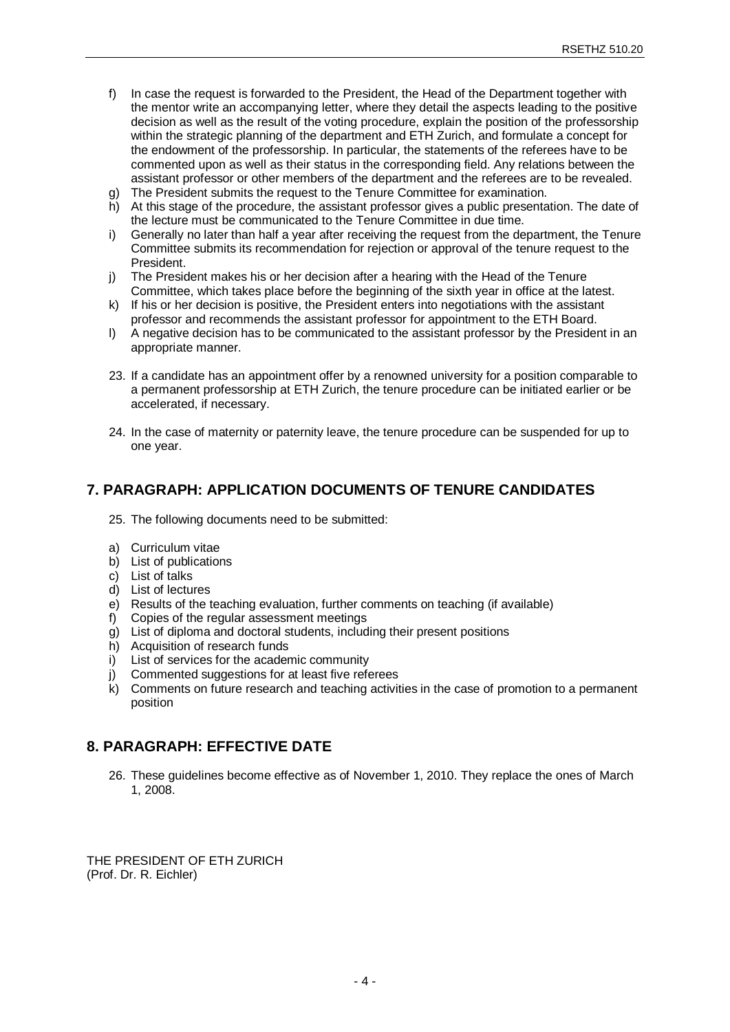f) In case the request is forwarded to the President, the Head of the Department together with the mentor write an accompanying letter, where they detail the aspects leading to the positive decision as well as the result of the voting procedure, explain the position of the professorship within the strategic planning of the department and ETH Zurich, and formulate a concept for the endowment of the professorship. In particular, the statements of the referees have to be commented upon as well as their status in the corresponding field. Any relations between the assistant professor or other members of the department and the referees are to be revealed.
g) The President submits the request to the Tenure Committee for examination.
h) At this stage of the procedure, the assistant professor gives a public presentation. The date of the lecture must be communicated to the Tenure Committee in due time.
i) Generally no later than half a year after receiving the request from the department, the Tenure Committee submits its recommendation for rejection or approval of the tenure request to the President.
j) The President makes his or her decision after a hearing with the Head of the Tenure Committee, which takes place before the beginning of the sixth year in office at the latest.
k) If his or her decision is positive, the President enters into negotiations with the assistant professor and recommends the assistant professor for appointment to the ETH Board.
l) A negative decision has to be communicated to the assistant professor by the President in an appropriate manner.

23. If a candidate has an appointment offer by a renowned university for a position comparable to a permanent professorship at ETH Zurich, the tenure procedure can be initiated earlier or be accelerated, if necessary.

24. In the case of maternity or paternity leave, the tenure procedure can be suspended for up to one year.

## 7. PARAGRAPH: APPLICATION DOCUMENTS OF TENURE CANDIDATES

25. The following documents need to be submitted:

a) Curriculum vitae
b) List of publications
c) List of talks
d) List of lectures
e) Results of the teaching evaluation, further comments on teaching (if available)
f) Copies of the regular assessment meetings
g) List of diploma and doctoral students, including their present positions
h) Acquisition of research funds
i) List of services for the academic community
j) Commented suggestions for at least five referees
k) Comments on future research and teaching activities in the case of promotion to a permanent position

## 8. PARAGRAPH: EFFECTIVE DATE

26. These guidelines become effective as of November 1, 2010. They replace the ones of March 1, 2008.

THE PRESIDENT OF ETH ZURICH
(Prof. Dr. R. Eichler)